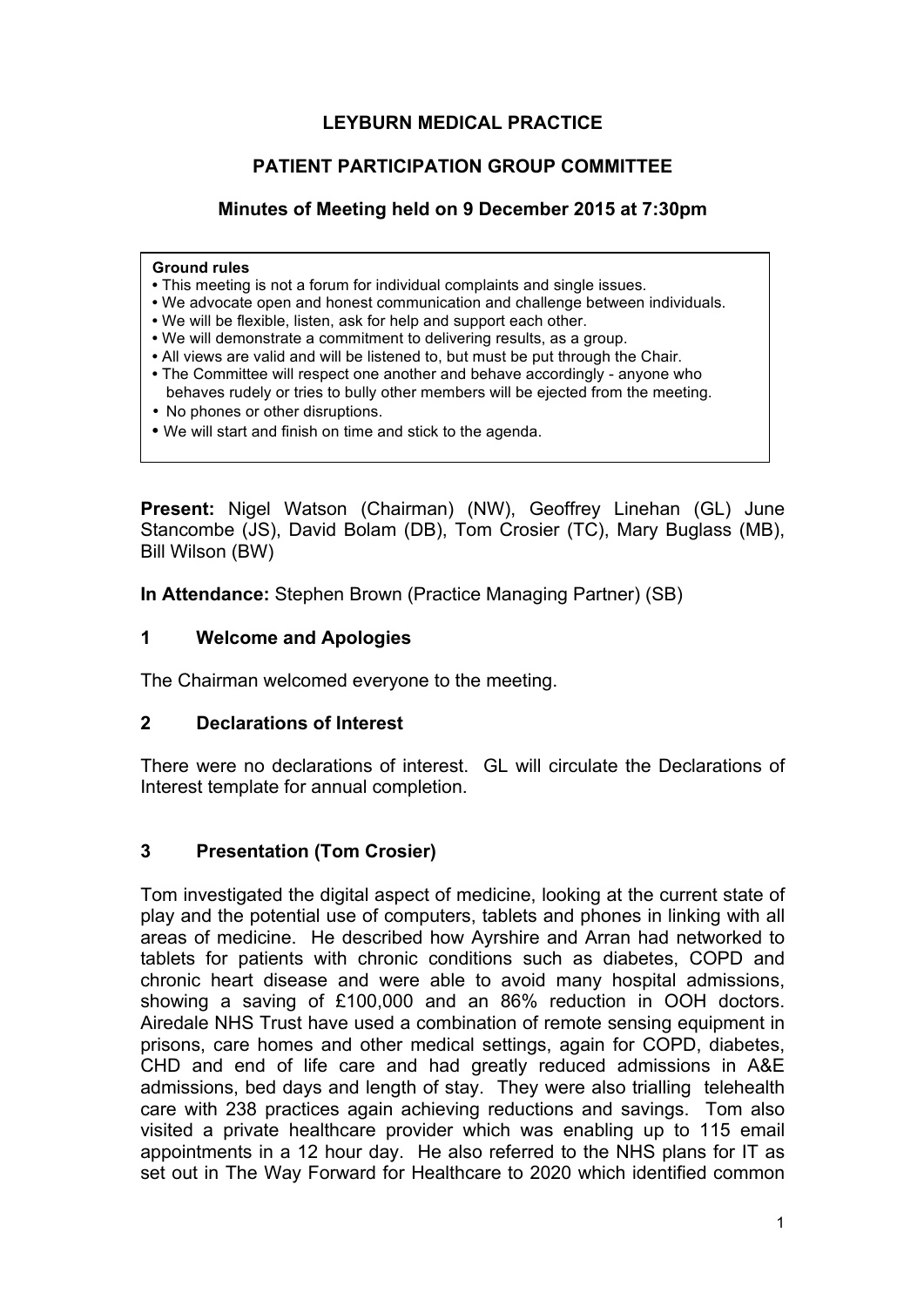# LEYBURN MEDICAL PRACTICE

## PATIENT PARTICIPATION GROUP COMMITTEE

### Minutes of Meeting held on 9 December 2015 at 7:30pm

**Ground rules**

- This meeting is not a forum for individual complaints and single issues.
- We advocate open and honest communication and challenge between individuals.
- We will be flexible, listen, ask for help and support each other.
- We will demonstrate a commitment to delivering results, as a group.
- All views are valid and will be listened to, but must be put through the Chair.
- The Committee will respect one another and behave accordingly - anyone who behaves rudely or tries to bully other members will be ejected from the meeting.
- No phones or other disruptions.
- We will start and finish on time and stick to the agenda.

**Present:** Nigel Watson (Chairman) (NW), Geoffrey Linehan (GL) June Stancombe (JS), David Bolam (DB), Tom Crosier (TC), Mary Buglass (MB), Bill Wilson (BW)

**In Attendance:** Stephen Brown (Practice Managing Partner) (SB)

### 1 Welcome and Apologies

The Chairman welcomed everyone to the meeting.

### 2 Declarations of Interest

There were no declarations of interest. GL will circulate the Declarations of Interest template for annual completion.

### 3 Presentation (Tom Crosier)

Tom investigated the digital aspect of medicine, looking at the current state of play and the potential use of computers, tablets and phones in linking with all areas of medicine. He described how Ayrshire and Arran had networked to tablets for patients with chronic conditions such as diabetes, COPD and chronic heart disease and were able to avoid many hospital admissions, showing a saving of £100,000 and an 86% reduction in OOH doctors. Airedale NHS Trust have used a combination of remote sensing equipment in prisons, care homes and other medical settings, again for COPD, diabetes, CHD and end of life care and had greatly reduced admissions in A&E admissions, bed days and length of stay. They were also trialling telehealth care with 238 practices again achieving reductions and savings. Tom also visited a private healthcare provider which was enabling up to 115 email appointments in a 12 hour day. He also referred to the NHS plans for IT as set out in The Way Forward for Healthcare to 2020 which identified common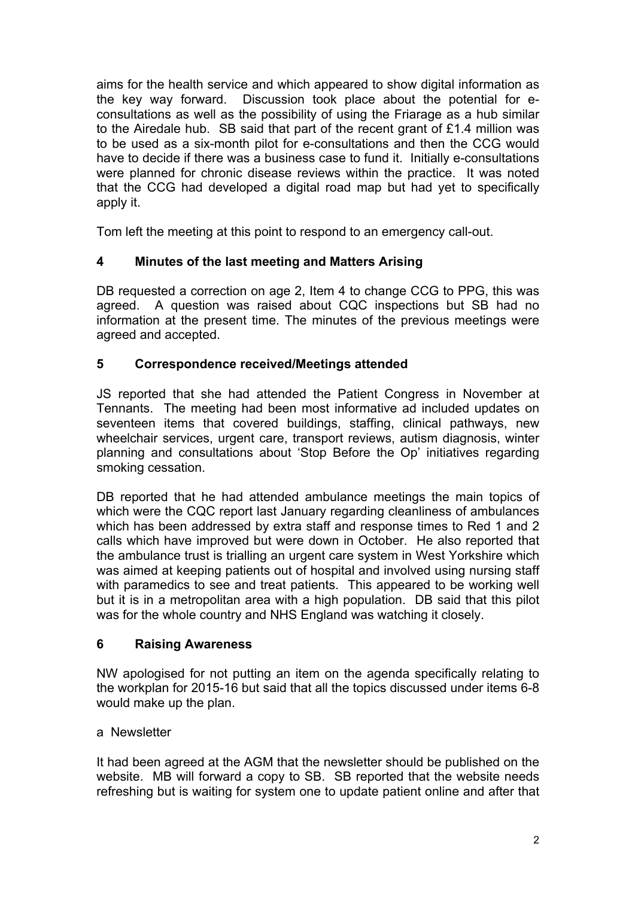aims for the health service and which appeared to show digital information as the key way forward. Discussion took place about the potential for e-consultations as well as the possibility of using the Friarage as a hub similar to the Airedale hub. SB said that part of the recent grant of £1.4 million was to be used as a six-month pilot for e-consultations and then the CCG would have to decide if there was a business case to fund it. Initially e-consultations were planned for chronic disease reviews within the practice. It was noted that the CCG had developed a digital road map but had yet to specifically apply it.

Tom left the meeting at this point to respond to an emergency call-out.

## 4 Minutes of the last meeting and Matters Arising

DB requested a correction on age 2, Item 4 to change CCG to PPG, this was agreed. A question was raised about CQC inspections but SB had no information at the present time. The minutes of the previous meetings were agreed and accepted.

## 5 Correspondence received/Meetings attended

JS reported that she had attended the Patient Congress in November at Tennants. The meeting had been most informative ad included updates on seventeen items that covered buildings, staffing, clinical pathways, new wheelchair services, urgent care, transport reviews, autism diagnosis, winter planning and consultations about 'Stop Before the Op' initiatives regarding smoking cessation.

DB reported that he had attended ambulance meetings the main topics of which were the CQC report last January regarding cleanliness of ambulances which has been addressed by extra staff and response times to Red 1 and 2 calls which have improved but were down in October. He also reported that the ambulance trust is trialling an urgent care system in West Yorkshire which was aimed at keeping patients out of hospital and involved using nursing staff with paramedics to see and treat patients. This appeared to be working well but it is in a metropolitan area with a high population. DB said that this pilot was for the whole country and NHS England was watching it closely.

## 6 Raising Awareness

NW apologised for not putting an item on the agenda specifically relating to the workplan for 2015-16 but said that all the topics discussed under items 6-8 would make up the plan.

a Newsletter

It had been agreed at the AGM that the newsletter should be published on the website. MB will forward a copy to SB. SB reported that the website needs refreshing but is waiting for system one to update patient online and after that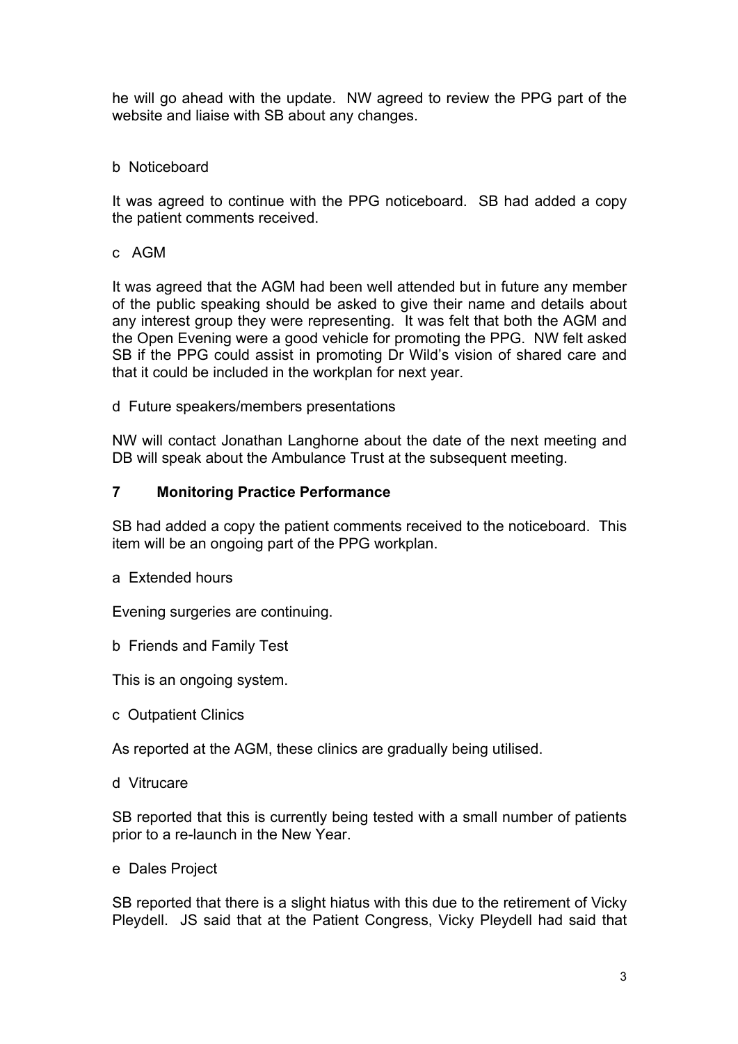he will go ahead with the update. NW agreed to review the PPG part of the website and liaise with SB about any changes.

b Noticeboard

It was agreed to continue with the PPG noticeboard. SB had added a copy the patient comments received.

c AGM

It was agreed that the AGM had been well attended but in future any member of the public speaking should be asked to give their name and details about any interest group they were representing. It was felt that both the AGM and the Open Evening were a good vehicle for promoting the PPG. NW felt asked SB if the PPG could assist in promoting Dr Wild's vision of shared care and that it could be included in the workplan for next year.

d Future speakers/members presentations

NW will contact Jonathan Langhorne about the date of the next meeting and DB will speak about the Ambulance Trust at the subsequent meeting.

## 7 Monitoring Practice Performance

SB had added a copy the patient comments received to the noticeboard. This item will be an ongoing part of the PPG workplan.

a Extended hours

Evening surgeries are continuing.

b Friends and Family Test

This is an ongoing system.

c Outpatient Clinics

As reported at the AGM, these clinics are gradually being utilised.

d Vitrucare

SB reported that this is currently being tested with a small number of patients prior to a re-launch in the New Year.

e Dales Project

SB reported that there is a slight hiatus with this due to the retirement of Vicky Pleydell. JS said that at the Patient Congress, Vicky Pleydell had said that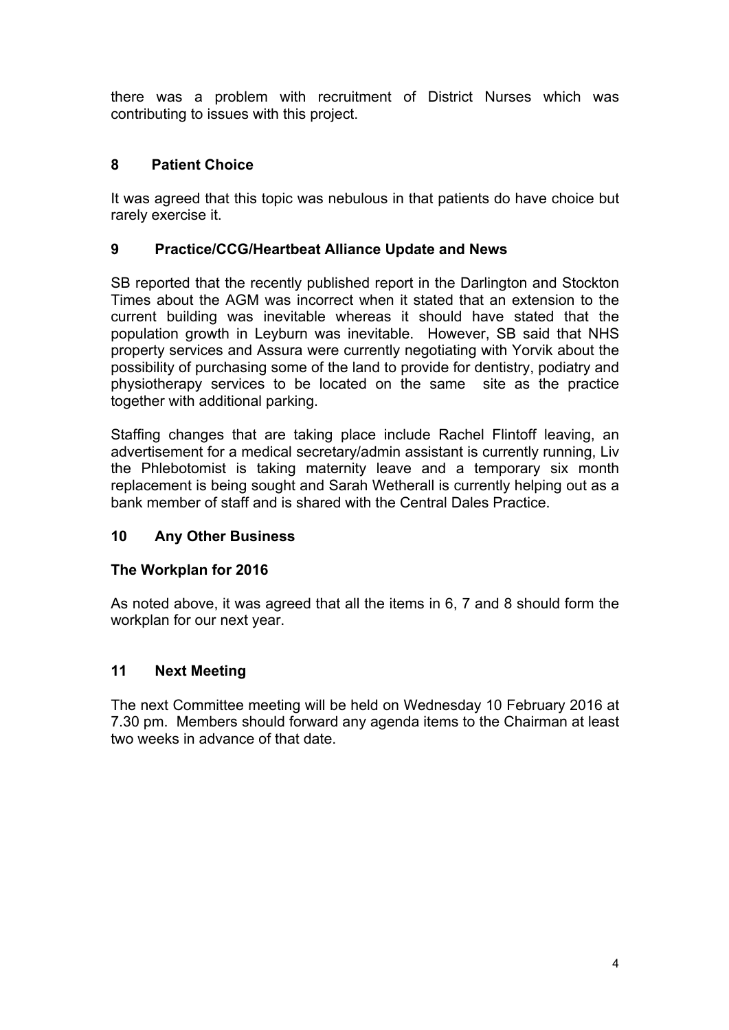there was a problem with recruitment of District Nurses which was contributing to issues with this project.

## 8 Patient Choice

It was agreed that this topic was nebulous in that patients do have choice but rarely exercise it.

## 9 Practice/CCG/Heartbeat Alliance Update and News

SB reported that the recently published report in the Darlington and Stockton Times about the AGM was incorrect when it stated that an extension to the current building was inevitable whereas it should have stated that the population growth in Leyburn was inevitable. However, SB said that NHS property services and Assura were currently negotiating with Yorvik about the possibility of purchasing some of the land to provide for dentistry, podiatry and physiotherapy services to be located on the same site as the practice together with additional parking.

Staffing changes that are taking place include Rachel Flintoff leaving, an advertisement for a medical secretary/admin assistant is currently running, Liv the Phlebotomist is taking maternity leave and a temporary six month replacement is being sought and Sarah Wetherall is currently helping out as a bank member of staff and is shared with the Central Dales Practice.

## 10 Any Other Business

### The Workplan for 2016

As noted above, it was agreed that all the items in 6, 7 and 8 should form the workplan for our next year.

## 11 Next Meeting

The next Committee meeting will be held on Wednesday 10 February 2016 at 7.30 pm. Members should forward any agenda items to the Chairman at least two weeks in advance of that date.